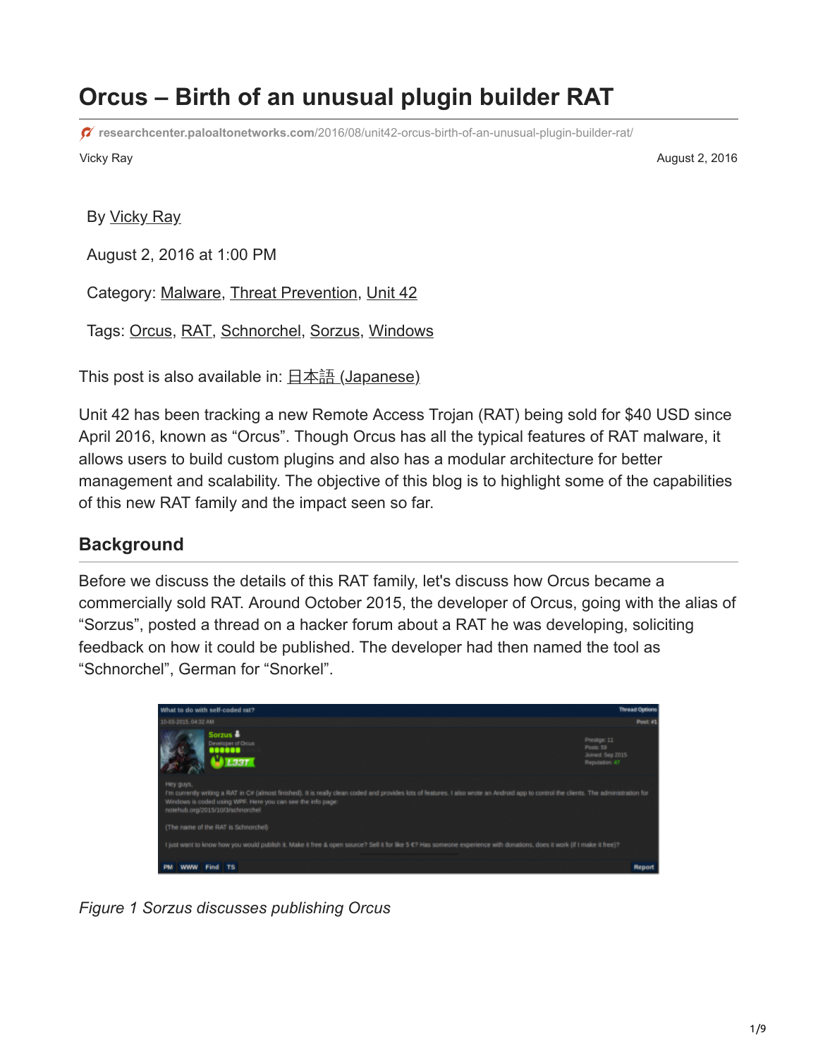# Orcus – Birth of an unusual plugin builder RAT

researchcenter.paloaltonetworks.com/2016/08/unit42-orcus-birth-of-an-unusual-plugin-builder-rat/

Vicky Ray

August 2, 2016

By Vicky Ray

August 2, 2016 at 1:00 PM

Category: Malware, Threat Prevention, Unit 42

Tags: Orcus, RAT, Schnorchel, Sorzus, Windows

This post is also available in: 日本語 (Japanese)

Unit 42 has been tracking a new Remote Access Trojan (RAT) being sold for $40 USD since April 2016, known as "Orcus". Though Orcus has all the typical features of RAT malware, it allows users to build custom plugins and also has a modular architecture for better management and scalability. The objective of this blog is to highlight some of the capabilities of this new RAT family and the impact seen so far.

## Background

Before we discuss the details of this RAT family, let's discuss how Orcus became a commercially sold RAT. Around October 2015, the developer of Orcus, going with the alias of "Sorzus", posted a thread on a hacker forum about a RAT he was developing, soliciting feedback on how it could be published. The developer had then named the tool as "Schnorchel", German for "Snorkel".

*Figure 1 Sorzus discusses publishing Orcus*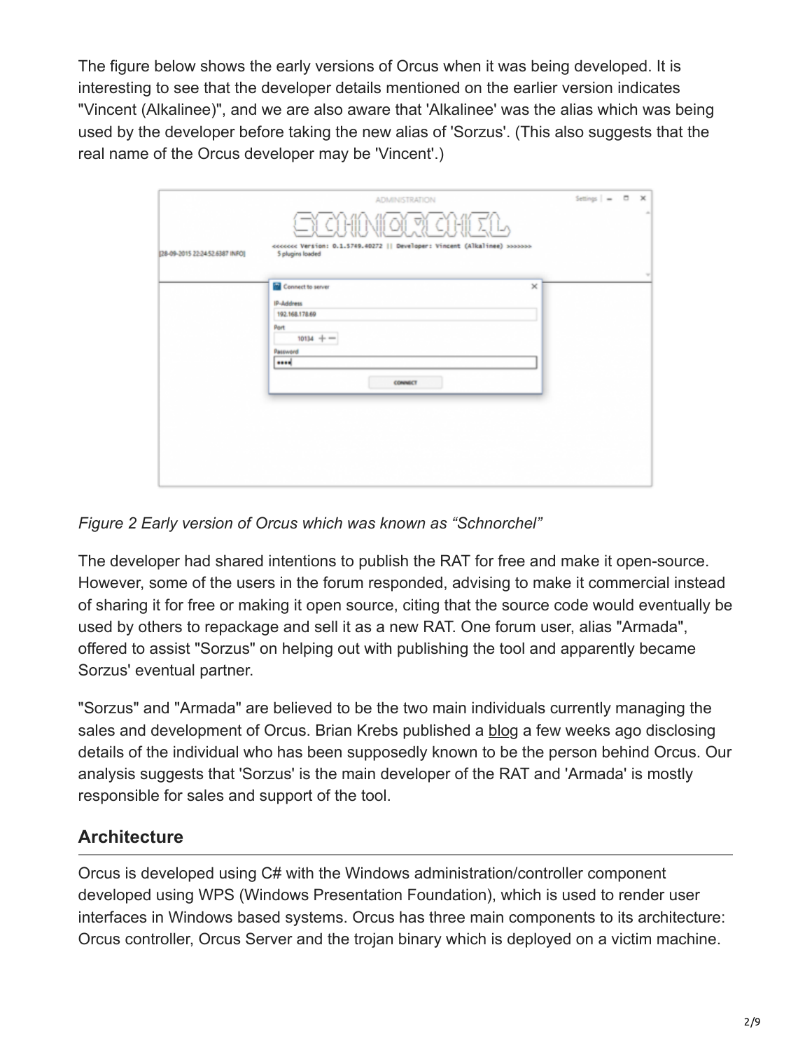The figure below shows the early versions of Orcus when it was being developed. It is interesting to see that the developer details mentioned on the earlier version indicates "Vincent (Alkalinee)", and we are also aware that 'Alkalinee' was the alias which was being used by the developer before taking the new alias of 'Sorzus'. (This also suggests that the real name of the Orcus developer may be 'Vincent'.)

*Figure 2 Early version of Orcus which was known as "Schnorchel"*

The developer had shared intentions to publish the RAT for free and make it open-source. However, some of the users in the forum responded, advising to make it commercial instead of sharing it for free or making it open source, citing that the source code would eventually be used by others to repackage and sell it as a new RAT. One forum user, alias "Armada", offered to assist "Sorzus" on helping out with publishing the tool and apparently became Sorzus' eventual partner.

"Sorzus" and "Armada" are believed to be the two main individuals currently managing the sales and development of Orcus. Brian Krebs published a blog a few weeks ago disclosing details of the individual who has been supposedly known to be the person behind Orcus. Our analysis suggests that 'Sorzus' is the main developer of the RAT and 'Armada' is mostly responsible for sales and support of the tool.

## Architecture

Orcus is developed using C# with the Windows administration/controller component developed using WPS (Windows Presentation Foundation), which is used to render user interfaces in Windows based systems. Orcus has three main components to its architecture: Orcus controller, Orcus Server and the trojan binary which is deployed on a victim machine.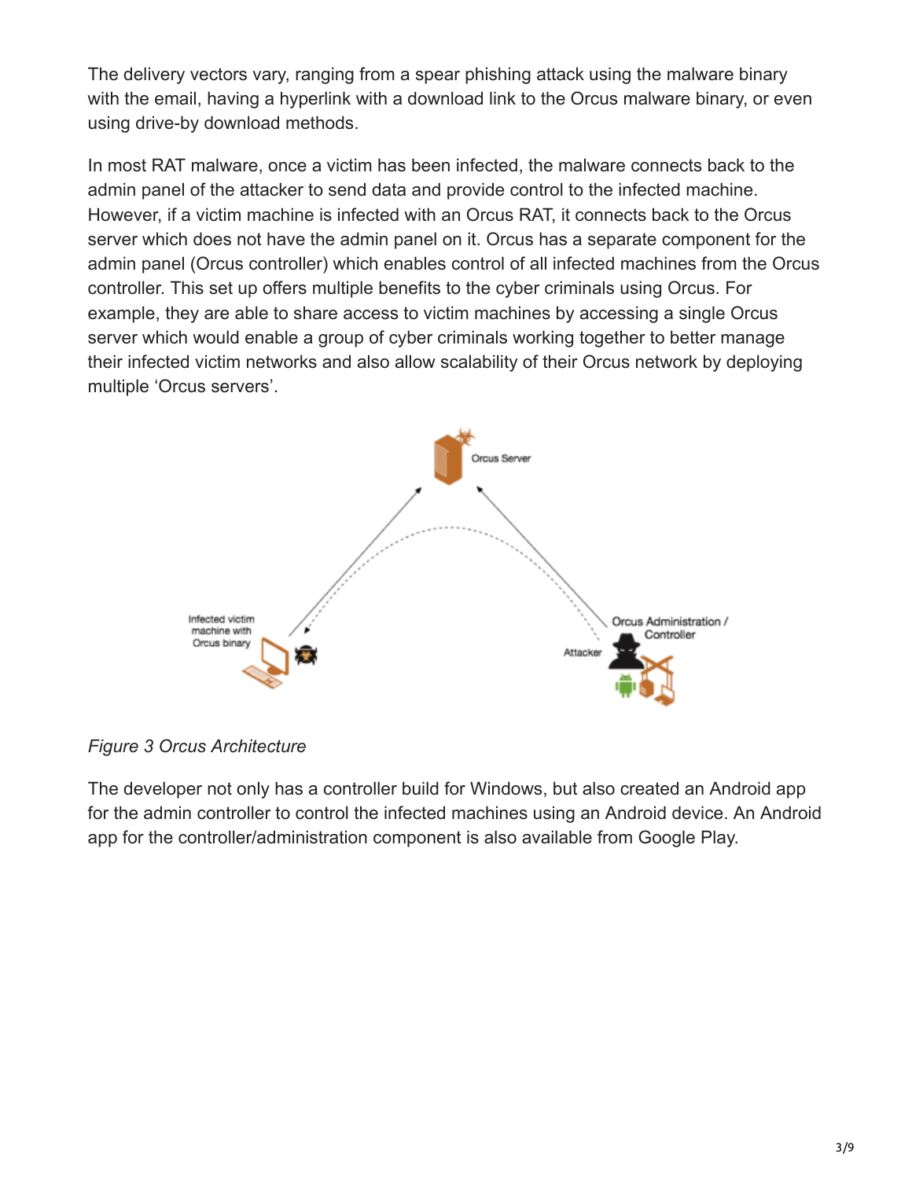The delivery vectors vary, ranging from a spear phishing attack using the malware binary with the email, having a hyperlink with a download link to the Orcus malware binary, or even using drive-by download methods.

In most RAT malware, once a victim has been infected, the malware connects back to the admin panel of the attacker to send data and provide control to the infected machine. However, if a victim machine is infected with an Orcus RAT, it connects back to the Orcus server which does not have the admin panel on it. Orcus has a separate component for the admin panel (Orcus controller) which enables control of all infected machines from the Orcus controller. This set up offers multiple benefits to the cyber criminals using Orcus. For example, they are able to share access to victim machines by accessing a single Orcus server which would enable a group of cyber criminals working together to better manage their infected victim networks and also allow scalability of their Orcus network by deploying multiple 'Orcus servers'.

*Figure 3 Orcus Architecture*

The developer not only has a controller build for Windows, but also created an Android app for the admin controller to control the infected machines using an Android device. An Android app for the controller/administration component is also available from Google Play.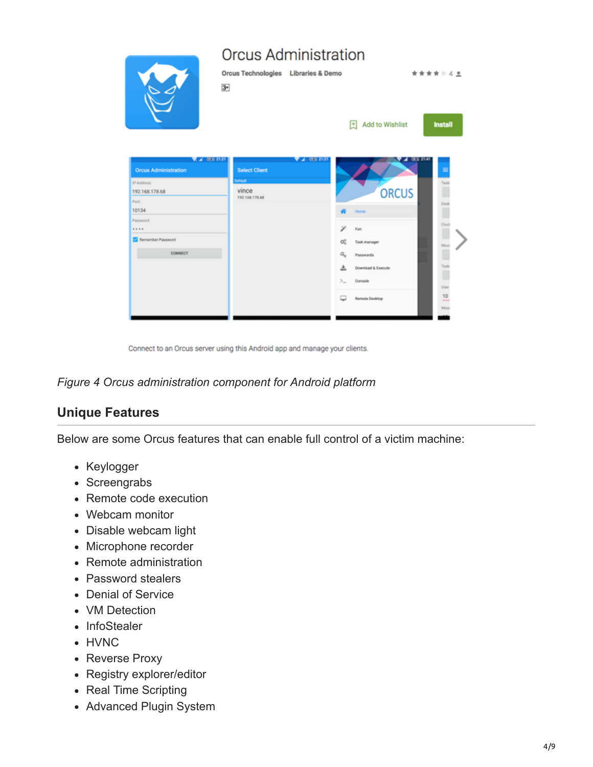*Figure 4 Orcus administration component for Android platform*

## Unique Features

Below are some Orcus features that can enable full control of a victim machine:

- Keylogger
- Screengrabs
- Remote code execution
- Webcam monitor
- Disable webcam light
- Microphone recorder
- Remote administration
- Password stealers
- Denial of Service
- VM Detection
- InfoStealer
- HVNC
- Reverse Proxy
- Registry explorer/editor
- Real Time Scripting
- Advanced Plugin System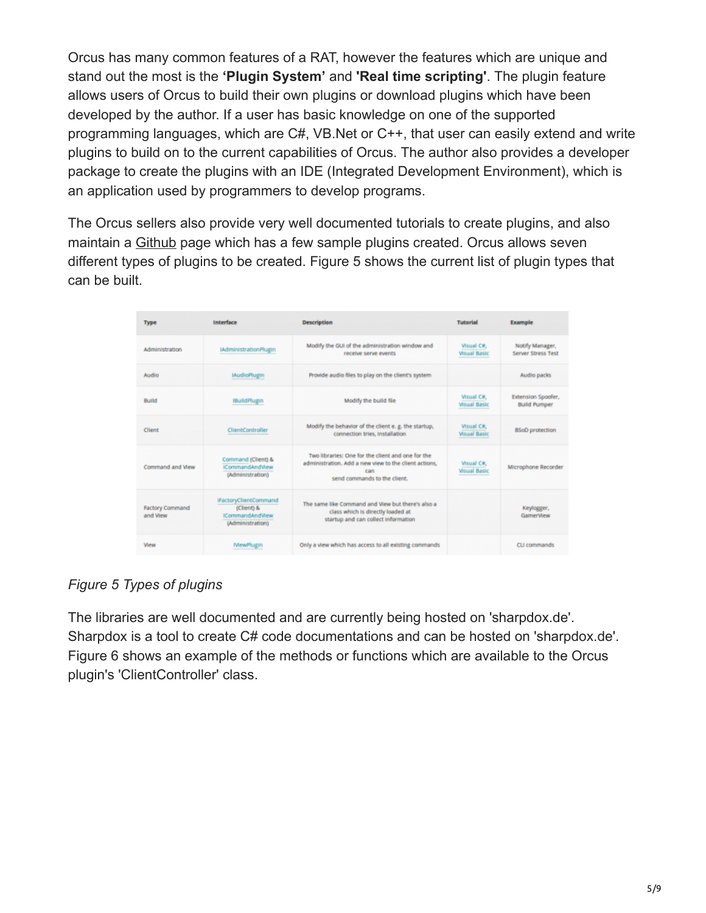Orcus has many common features of a RAT, however the features which are unique and stand out the most is the **'Plugin System'** and **'Real time scripting'**. The plugin feature allows users of Orcus to build their own plugins or download plugins which have been developed by the author. If a user has basic knowledge on one of the supported programming languages, which are C#, VB.Net or C++, that user can easily extend and write plugins to build on to the current capabilities of Orcus. The author also provides a developer package to create the plugins with an IDE (Integrated Development Environment), which is an application used by programmers to develop programs.

The Orcus sellers also provide very well documented tutorials to create plugins, and also maintain a Github page which has a few sample plugins created. Orcus allows seven different types of plugins to be created. Figure 5 shows the current list of plugin types that can be built.

| Type | Interface | Description | Tutorial | Example |
| --- | --- | --- | --- | --- |
| Administration | IAdministrationPlugin | Modify the GUI of the administration window and receive serve events | Visual C#, Visual Basic | Notify Manager, Server Stress Test |
| Audio | IAudioPlugin | Provide audio files to play on the client's system | | Audio packs |
| Build | IBuildPlugin | Modify the build file | Visual C#, Visual Basic | Extension Spoofer, Build Pumper |
| Client | ClientController | Modify the behavior of the client e. g. the startup, connection tries, installation | Visual C#, Visual Basic | BSoD protection |
| Command and View | Command (Client) & ICommandAndView (Administration) | Two libraries: One for the client and one for the administration. Add a new view to the client actions, can send commands to the client. | Visual C#, Visual Basic | Microphone Recorder |
| Factory Command and View | IFactoryClientCommand (Client) & ICommandAndView (Administration) | The same like Command and View but there's also a class which is directly loaded at startup and can collect information | | Keylogger, GamerView |
| View | IViewPlugin | Only a view which has access to all existing commands | | CLI commands |

*Figure 5 Types of plugins*

The libraries are well documented and are currently being hosted on 'sharpdox.de'. Sharpdox is a tool to create C# code documentations and can be hosted on 'sharpdox.de'. Figure 6 shows an example of the methods or functions which are available to the Orcus plugin's 'ClientController' class.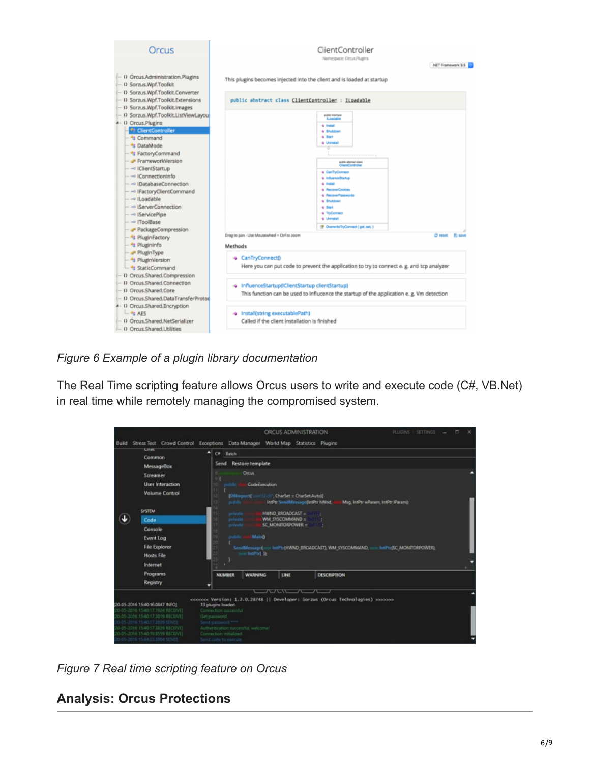*Figure 6 Example of a plugin library documentation*

The Real Time scripting feature allows Orcus users to write and execute code (C#, VB.Net) in real time while remotely managing the compromised system.

*Figure 7 Real time scripting feature on Orcus*

## Analysis: Orcus Protections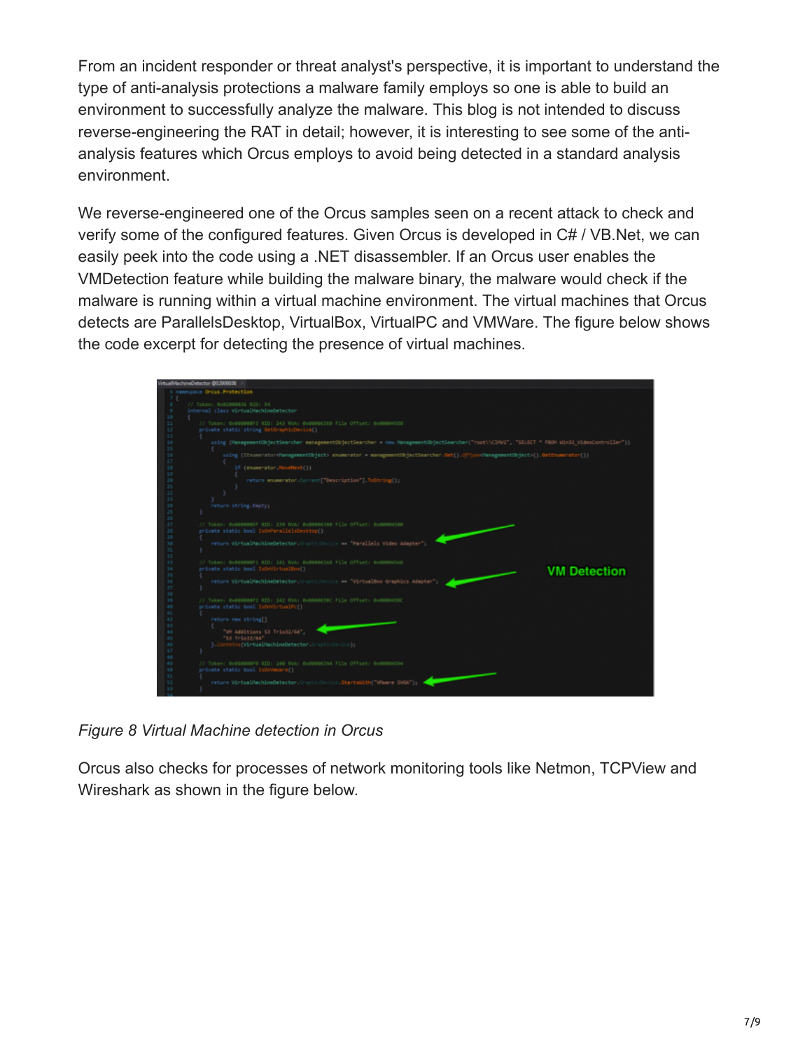From an incident responder or threat analyst's perspective, it is important to understand the type of anti-analysis protections a malware family employs so one is able to build an environment to successfully analyze the malware. This blog is not intended to discuss reverse-engineering the RAT in detail; however, it is interesting to see some of the anti-analysis features which Orcus employs to avoid being detected in a standard analysis environment.

We reverse-engineered one of the Orcus samples seen on a recent attack to check and verify some of the configured features. Given Orcus is developed in C# / VB.Net, we can easily peek into the code using a .NET disassembler. If an Orcus user enables the VMDetection feature while building the malware binary, the malware would check if the malware is running within a virtual machine environment. The virtual machines that Orcus detects are ParallelsDesktop, VirtualBox, VirtualPC and VMWare. The figure below shows the code excerpt for detecting the presence of virtual machines.

*Figure 8 Virtual Machine detection in Orcus*

Orcus also checks for processes of network monitoring tools like Netmon, TCPView and Wireshark as shown in the figure below.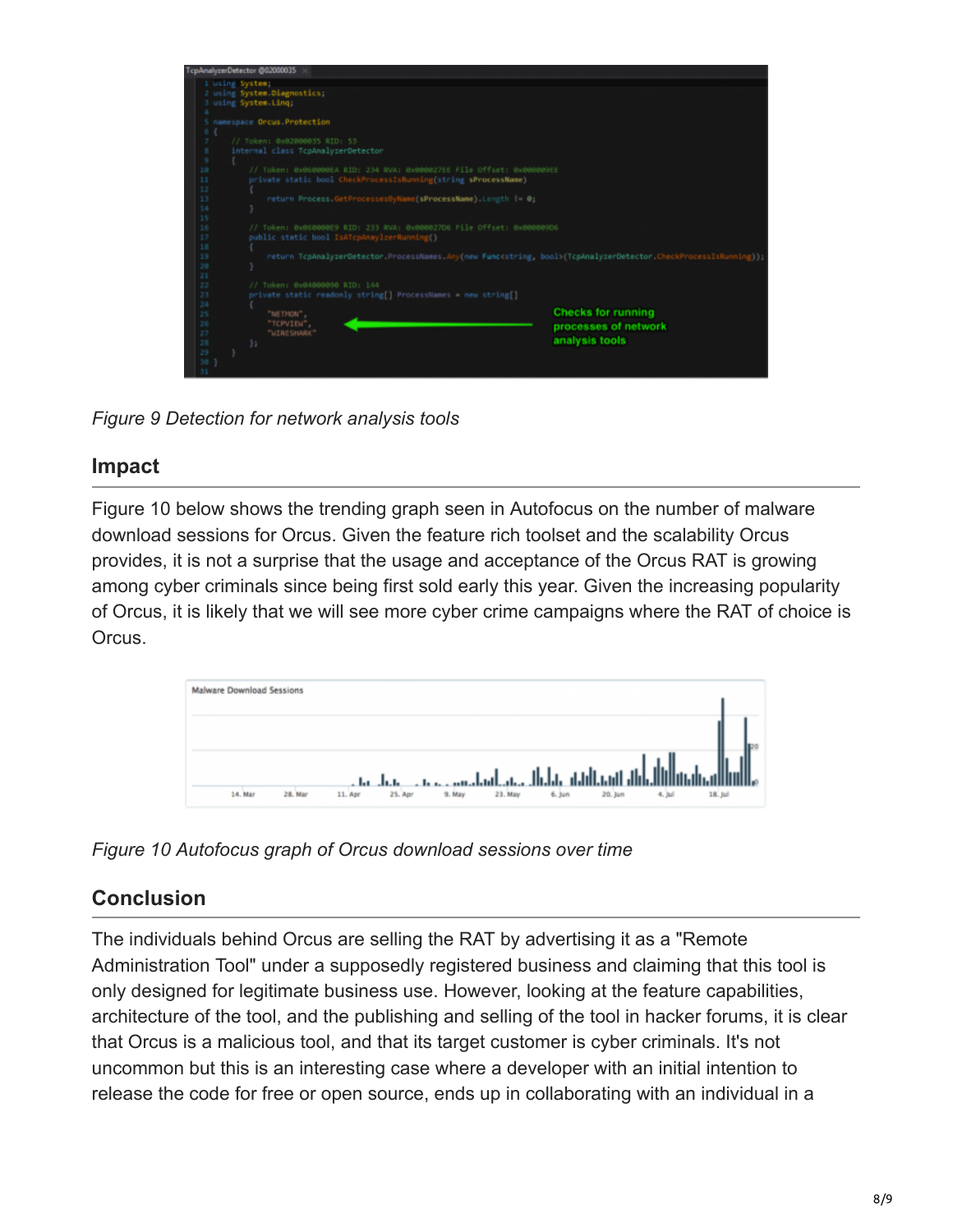*Figure 9 Detection for network analysis tools*

## Impact

Figure 10 below shows the trending graph seen in Autofocus on the number of malware download sessions for Orcus. Given the feature rich toolset and the scalability Orcus provides, it is not a surprise that the usage and acceptance of the Orcus RAT is growing among cyber criminals since being first sold early this year. Given the increasing popularity of Orcus, it is likely that we will see more cyber crime campaigns where the RAT of choice is Orcus.

*Figure 10 Autofocus graph of Orcus download sessions over time*

## Conclusion

The individuals behind Orcus are selling the RAT by advertising it as a "Remote Administration Tool" under a supposedly registered business and claiming that this tool is only designed for legitimate business use. However, looking at the feature capabilities, architecture of the tool, and the publishing and selling of the tool in hacker forums, it is clear that Orcus is a malicious tool, and that its target customer is cyber criminals. It's not uncommon but this is an interesting case where a developer with an initial intention to release the code for free or open source, ends up in collaborating with an individual in a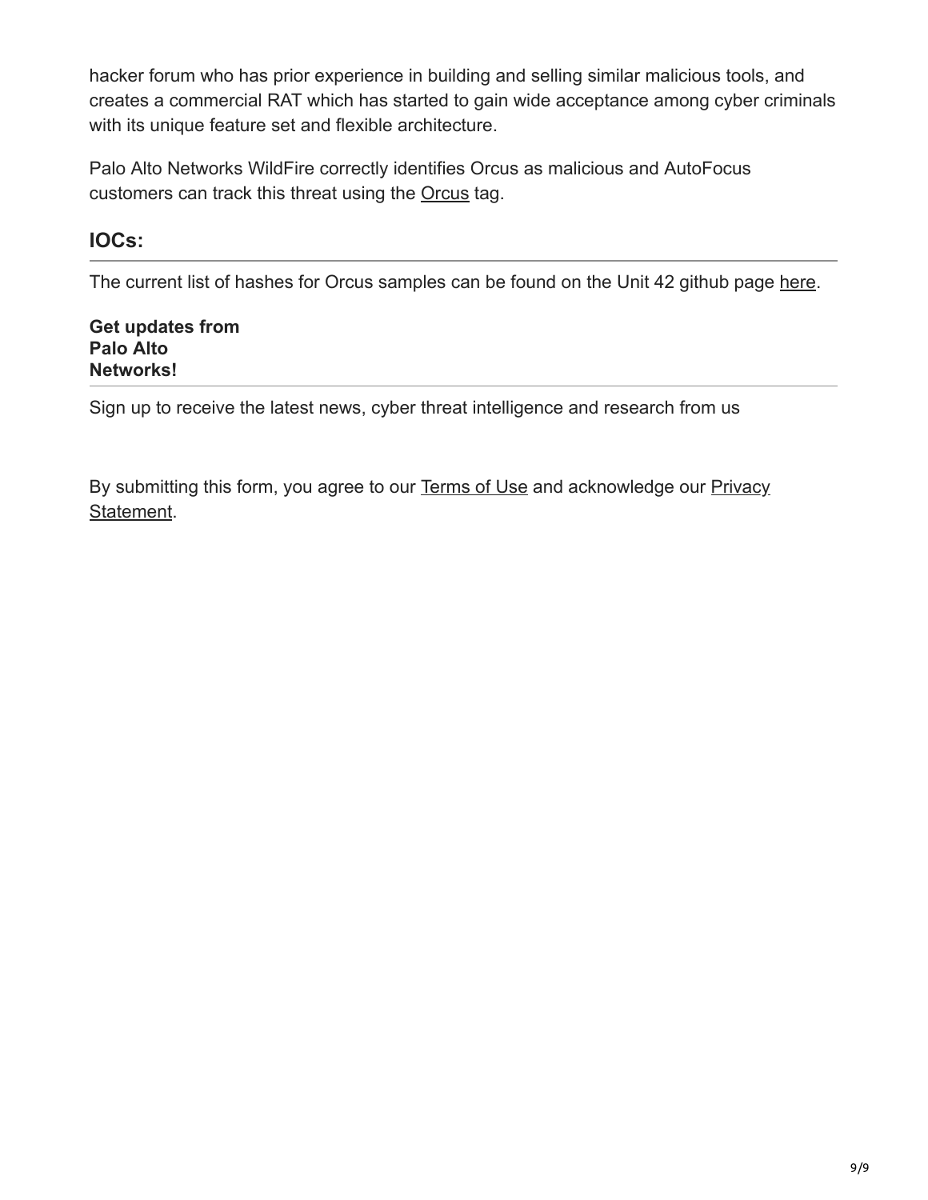hacker forum who has prior experience in building and selling similar malicious tools, and creates a commercial RAT which has started to gain wide acceptance among cyber criminals with its unique feature set and flexible architecture.

Palo Alto Networks WildFire correctly identifies Orcus as malicious and AutoFocus customers can track this threat using the Orcus tag.

## IOCs:

The current list of hashes for Orcus samples can be found on the Unit 42 github page here.

**Get updates from Palo Alto Networks!**

Sign up to receive the latest news, cyber threat intelligence and research from us

By submitting this form, you agree to our Terms of Use and acknowledge our Privacy Statement.